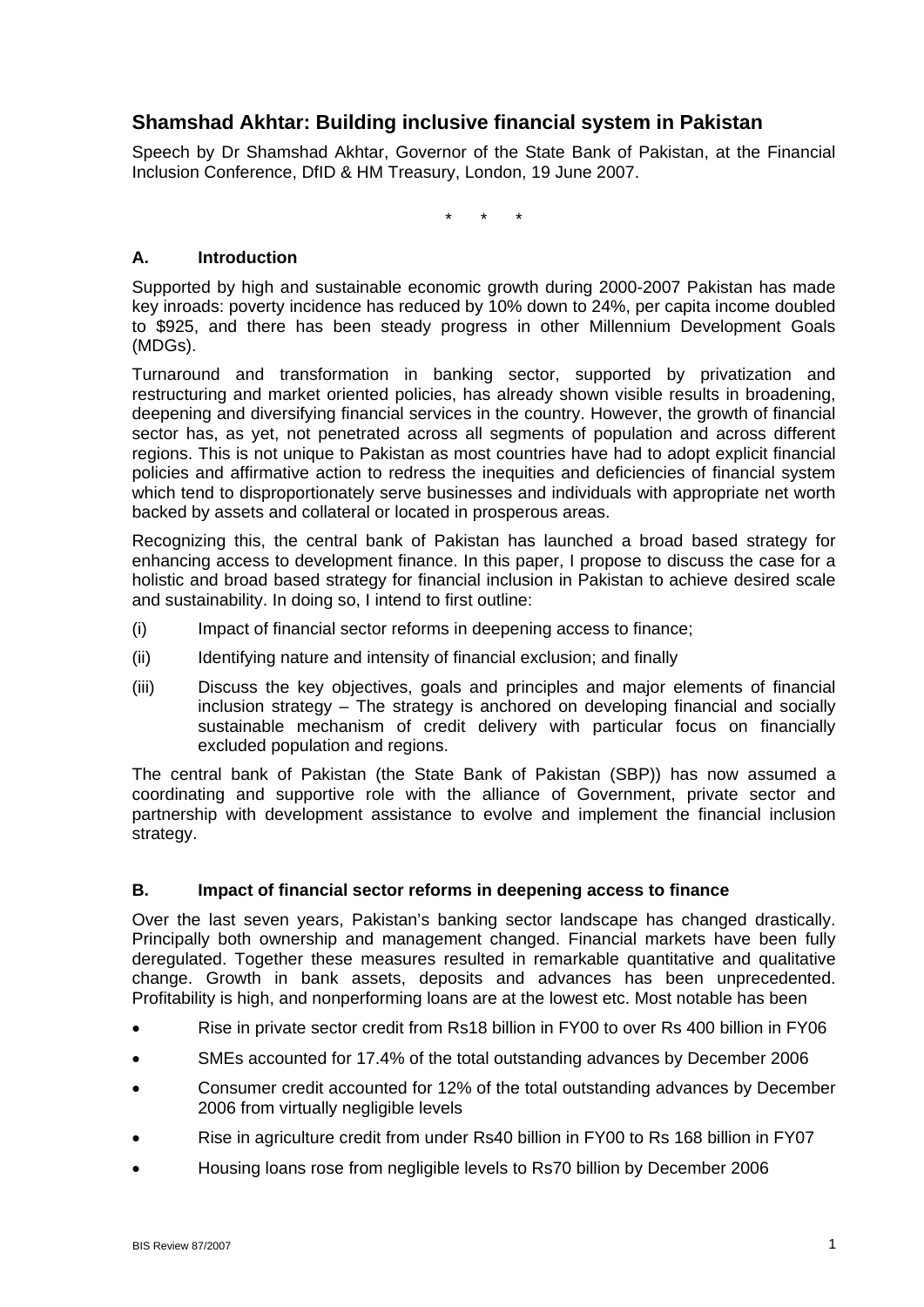# Shamshad Akhtar: Building inclusive financial system in Pakistan

Speech by Dr Shamshad Akhtar, Governor of the State Bank of Pakistan, at the Financial Inclusion Conference, DfID & HM Treasury, London, 19 June 2007.

\*   \*   \*

## A. Introduction

Supported by high and sustainable economic growth during 2000-2007 Pakistan has made key inroads: poverty incidence has reduced by 10% down to 24%, per capita income doubled to $925, and there has been steady progress in other Millennium Development Goals (MDGs).

Turnaround and transformation in banking sector, supported by privatization and restructuring and market oriented policies, has already shown visible results in broadening, deepening and diversifying financial services in the country. However, the growth of financial sector has, as yet, not penetrated across all segments of population and across different regions. This is not unique to Pakistan as most countries have had to adopt explicit financial policies and affirmative action to redress the inequities and deficiencies of financial system which tend to disproportionately serve businesses and individuals with appropriate net worth backed by assets and collateral or located in prosperous areas.

Recognizing this, the central bank of Pakistan has launched a broad based strategy for enhancing access to development finance. In this paper, I propose to discuss the case for a holistic and broad based strategy for financial inclusion in Pakistan to achieve desired scale and sustainability. In doing so, I intend to first outline:

(i) Impact of financial sector reforms in deepening access to finance;

(ii) Identifying nature and intensity of financial exclusion; and finally

(iii) Discuss the key objectives, goals and principles and major elements of financial inclusion strategy – The strategy is anchored on developing financial and socially sustainable mechanism of credit delivery with particular focus on financially excluded population and regions.

The central bank of Pakistan (the State Bank of Pakistan (SBP)) has now assumed a coordinating and supportive role with the alliance of Government, private sector and partnership with development assistance to evolve and implement the financial inclusion strategy.

## B. Impact of financial sector reforms in deepening access to finance

Over the last seven years, Pakistan's banking sector landscape has changed drastically. Principally both ownership and management changed. Financial markets have been fully deregulated. Together these measures resulted in remarkable quantitative and qualitative change. Growth in bank assets, deposits and advances has been unprecedented. Profitability is high, and nonperforming loans are at the lowest etc. Most notable has been

- Rise in private sector credit from Rs18 billion in FY00 to over Rs 400 billion in FY06
- SMEs accounted for 17.4% of the total outstanding advances by December 2006
- Consumer credit accounted for 12% of the total outstanding advances by December 2006 from virtually negligible levels
- Rise in agriculture credit from under Rs40 billion in FY00 to Rs 168 billion in FY07
- Housing loans rose from negligible levels to Rs70 billion by December 2006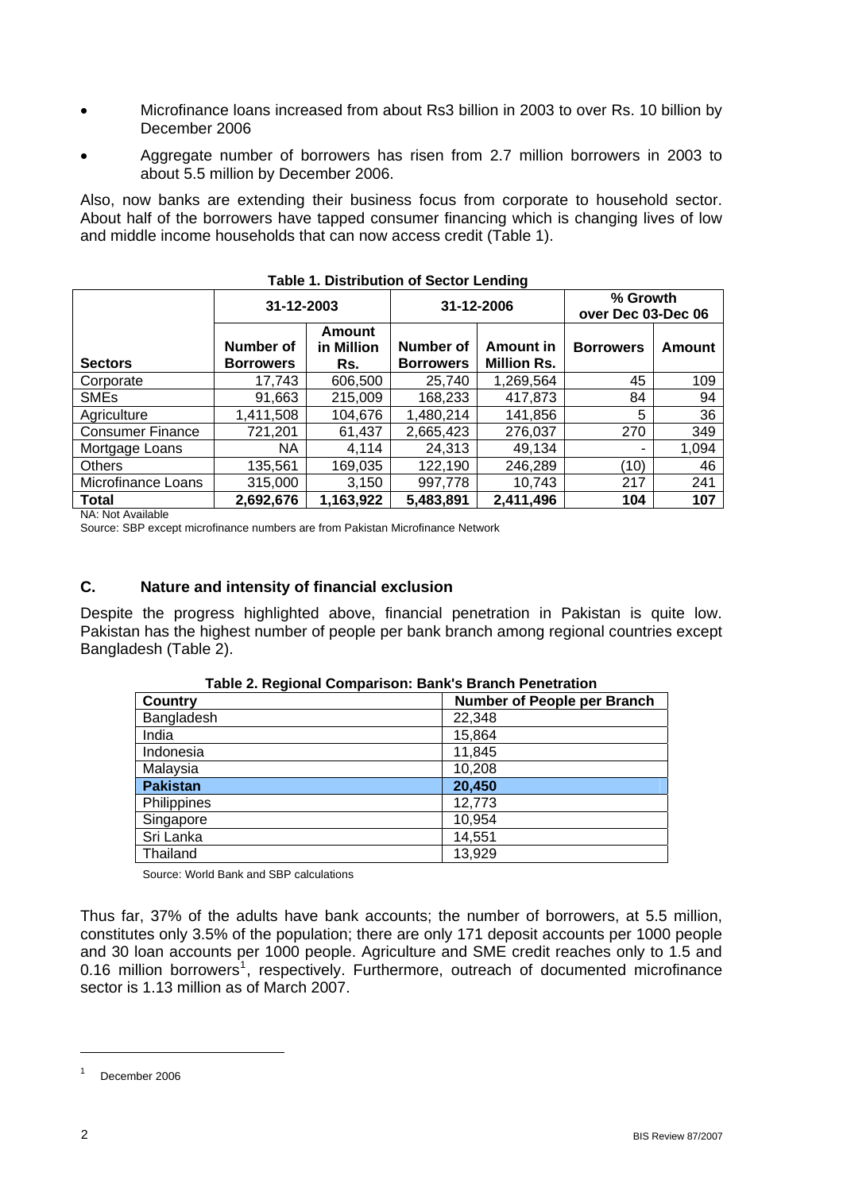- Microfinance loans increased from about Rs3 billion in 2003 to over Rs. 10 billion by December 2006
- Aggregate number of borrowers has risen from 2.7 million borrowers in 2003 to about 5.5 million by December 2006.

Also, now banks are extending their business focus from corporate to household sector. About half of the borrowers have tapped consumer financing which is changing lives of low and middle income households that can now access credit (Table 1).

**Table 1. Distribution of Sector Lending**

| | 31-12-2003 | | 31-12-2006 | | % Growth over Dec 03-Dec 06 | |
|---|---|---|---|---|---|---|
| **Sectors** | **Number of Borrowers** | **Amount in Million Rs.** | **Number of Borrowers** | **Amount in Million Rs.** | **Borrowers** | **Amount** |
| Corporate | 17,743 | 606,500 | 25,740 | 1,269,564 | 45 | 109 |
| SMEs | 91,663 | 215,009 | 168,233 | 417,873 | 84 | 94 |
| Agriculture | 1,411,508 | 104,676 | 1,480,214 | 141,856 | 5 | 36 |
| Consumer Finance | 721,201 | 61,437 | 2,665,423 | 276,037 | 270 | 349 |
| Mortgage Loans | NA | 4,114 | 24,313 | 49,134 | - | 1,094 |
| Others | 135,561 | 169,035 | 122,190 | 246,289 | (10) | 46 |
| Microfinance Loans | 315,000 | 3,150 | 997,778 | 10,743 | 217 | 241 |
| **Total** | **2,692,676** | **1,163,922** | **5,483,891** | **2,411,496** | **104** | **107** |

NA: Not Available

Source: SBP except microfinance numbers are from Pakistan Microfinance Network

## C. Nature and intensity of financial exclusion

Despite the progress highlighted above, financial penetration in Pakistan is quite low. Pakistan has the highest number of people per bank branch among regional countries except Bangladesh (Table 2).

**Table 2. Regional Comparison: Bank's Branch Penetration**

| Country | Number of People per Branch |
|---|---|
| Bangladesh | 22,348 |
| India | 15,864 |
| Indonesia | 11,845 |
| Malaysia | 10,208 |
| **Pakistan** | **20,450** |
| Philippines | 12,773 |
| Singapore | 10,954 |
| Sri Lanka | 14,551 |
| Thailand | 13,929 |

Source: World Bank and SBP calculations

Thus far, 37% of the adults have bank accounts; the number of borrowers, at 5.5 million, constitutes only 3.5% of the population; there are only 171 deposit accounts per 1000 people and 30 loan accounts per 1000 people. Agriculture and SME credit reaches only to 1.5 and 0.16 million borrowers[1], respectively. Furthermore, outreach of documented microfinance sector is 1.13 million as of March 2007.

[1] December 2006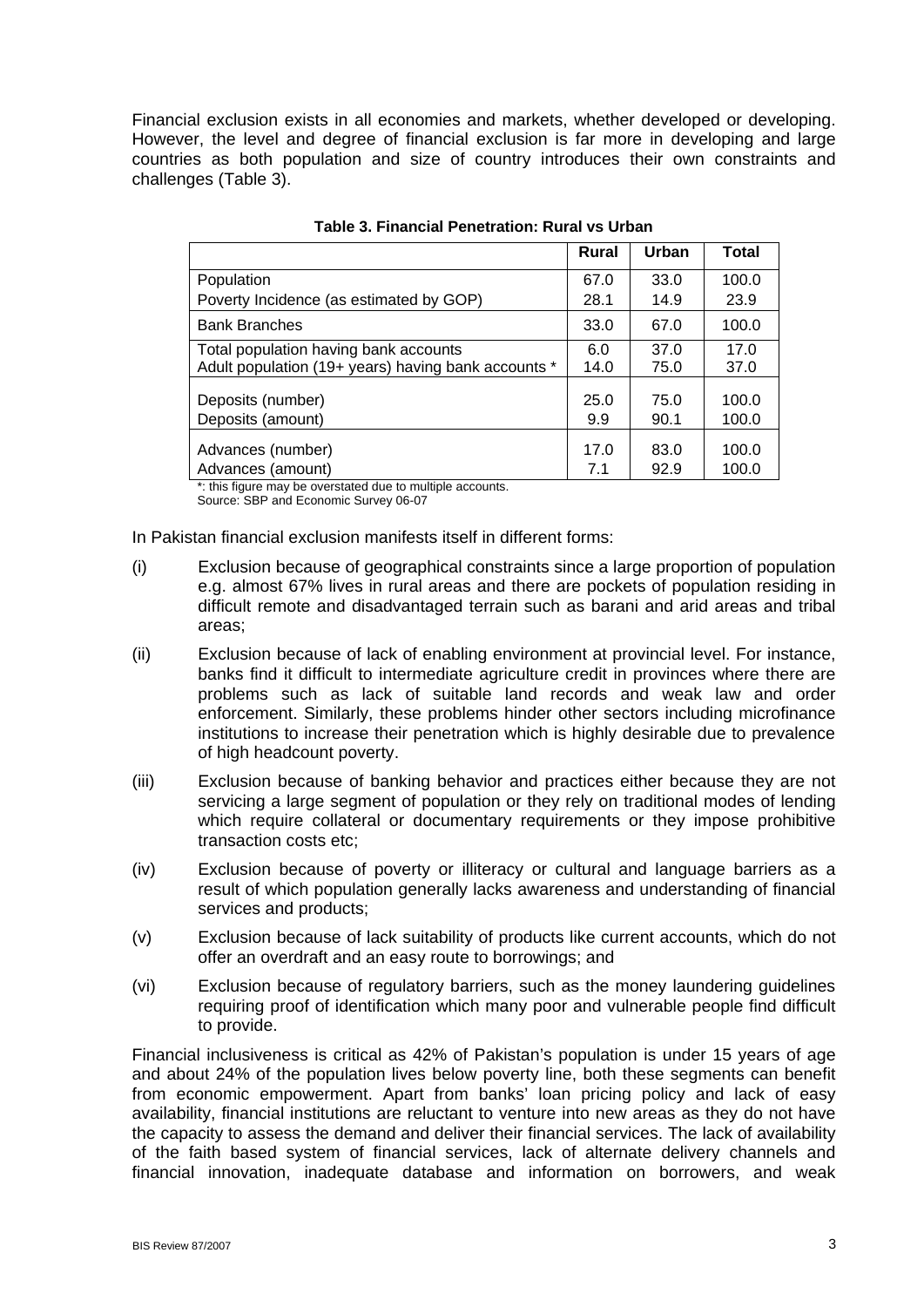Financial exclusion exists in all economies and markets, whether developed or developing. However, the level and degree of financial exclusion is far more in developing and large countries as both population and size of country introduces their own constraints and challenges (Table 3).

**Table 3. Financial Penetration: Rural vs Urban**

| | Rural | Urban | Total |
|---|---|---|---|
| Population | 67.0 | 33.0 | 100.0 |
| Poverty Incidence (as estimated by GOP) | 28.1 | 14.9 | 23.9 |
| Bank Branches | 33.0 | 67.0 | 100.0 |
| Total population having bank accounts | 6.0 | 37.0 | 17.0 |
| Adult population (19+ years) having bank accounts * | 14.0 | 75.0 | 37.0 |
| Deposits (number) | 25.0 | 75.0 | 100.0 |
| Deposits (amount) | 9.9 | 90.1 | 100.0 |
| Advances (number) | 17.0 | 83.0 | 100.0 |
| Advances (amount) | 7.1 | 92.9 | 100.0 |

*: this figure may be overstated due to multiple accounts.
Source: SBP and Economic Survey 06-07

In Pakistan financial exclusion manifests itself in different forms:

(i) Exclusion because of geographical constraints since a large proportion of population e.g. almost 67% lives in rural areas and there are pockets of population residing in difficult remote and disadvantaged terrain such as barani and arid areas and tribal areas;

(ii) Exclusion because of lack of enabling environment at provincial level. For instance, banks find it difficult to intermediate agriculture credit in provinces where there are problems such as lack of suitable land records and weak law and order enforcement. Similarly, these problems hinder other sectors including microfinance institutions to increase their penetration which is highly desirable due to prevalence of high headcount poverty.

(iii) Exclusion because of banking behavior and practices either because they are not servicing a large segment of population or they rely on traditional modes of lending which require collateral or documentary requirements or they impose prohibitive transaction costs etc;

(iv) Exclusion because of poverty or illiteracy or cultural and language barriers as a result of which population generally lacks awareness and understanding of financial services and products;

(v) Exclusion because of lack suitability of products like current accounts, which do not offer an overdraft and an easy route to borrowings; and

(vi) Exclusion because of regulatory barriers, such as the money laundering guidelines requiring proof of identification which many poor and vulnerable people find difficult to provide.

Financial inclusiveness is critical as 42% of Pakistan's population is under 15 years of age and about 24% of the population lives below poverty line, both these segments can benefit from economic empowerment. Apart from banks' loan pricing policy and lack of easy availability, financial institutions are reluctant to venture into new areas as they do not have the capacity to assess the demand and deliver their financial services. The lack of availability of the faith based system of financial services, lack of alternate delivery channels and financial innovation, inadequate database and information on borrowers, and weak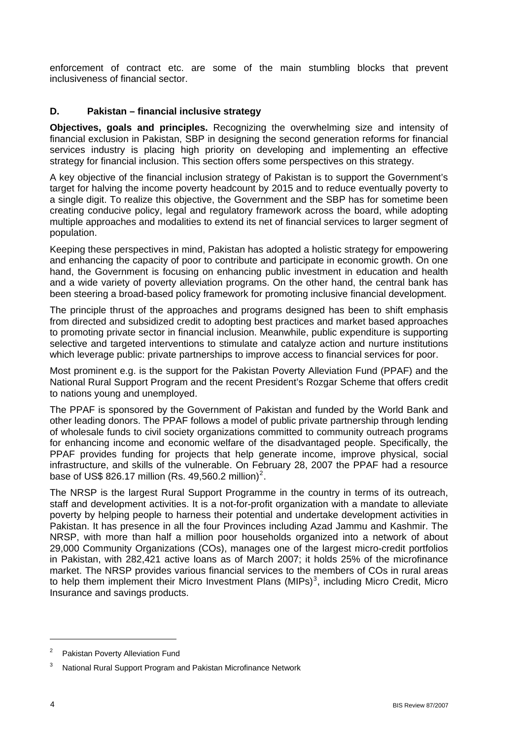enforcement of contract etc. are some of the main stumbling blocks that prevent inclusiveness of financial sector.

## D. Pakistan – financial inclusive strategy

**Objectives, goals and principles.** Recognizing the overwhelming size and intensity of financial exclusion in Pakistan, SBP in designing the second generation reforms for financial services industry is placing high priority on developing and implementing an effective strategy for financial inclusion. This section offers some perspectives on this strategy.

A key objective of the financial inclusion strategy of Pakistan is to support the Government's target for halving the income poverty headcount by 2015 and to reduce eventually poverty to a single digit. To realize this objective, the Government and the SBP has for sometime been creating conducive policy, legal and regulatory framework across the board, while adopting multiple approaches and modalities to extend its net of financial services to larger segment of population.

Keeping these perspectives in mind, Pakistan has adopted a holistic strategy for empowering and enhancing the capacity of poor to contribute and participate in economic growth. On one hand, the Government is focusing on enhancing public investment in education and health and a wide variety of poverty alleviation programs. On the other hand, the central bank has been steering a broad-based policy framework for promoting inclusive financial development.

The principle thrust of the approaches and programs designed has been to shift emphasis from directed and subsidized credit to adopting best practices and market based approaches to promoting private sector in financial inclusion. Meanwhile, public expenditure is supporting selective and targeted interventions to stimulate and catalyze action and nurture institutions which leverage public: private partnerships to improve access to financial services for poor.

Most prominent e.g. is the support for the Pakistan Poverty Alleviation Fund (PPAF) and the National Rural Support Program and the recent President's Rozgar Scheme that offers credit to nations young and unemployed.

The PPAF is sponsored by the Government of Pakistan and funded by the World Bank and other leading donors. The PPAF follows a model of public private partnership through lending of wholesale funds to civil society organizations committed to community outreach programs for enhancing income and economic welfare of the disadvantaged people. Specifically, the PPAF provides funding for projects that help generate income, improve physical, social infrastructure, and skills of the vulnerable. On February 28, 2007 the PPAF had a resource base of US$ 826.17 million (Rs. 49,560.2 million)[2].

The NRSP is the largest Rural Support Programme in the country in terms of its outreach, staff and development activities. It is a not-for-profit organization with a mandate to alleviate poverty by helping people to harness their potential and undertake development activities in Pakistan. It has presence in all the four Provinces including Azad Jammu and Kashmir. The NRSP, with more than half a million poor households organized into a network of about 29,000 Community Organizations (COs), manages one of the largest micro-credit portfolios in Pakistan, with 282,421 active loans as of March 2007; it holds 25% of the microfinance market. The NRSP provides various financial services to the members of COs in rural areas to help them implement their Micro Investment Plans (MIPs)[3], including Micro Credit, Micro Insurance and savings products.

---

[2] Pakistan Poverty Alleviation Fund

[3] National Rural Support Program and Pakistan Microfinance Network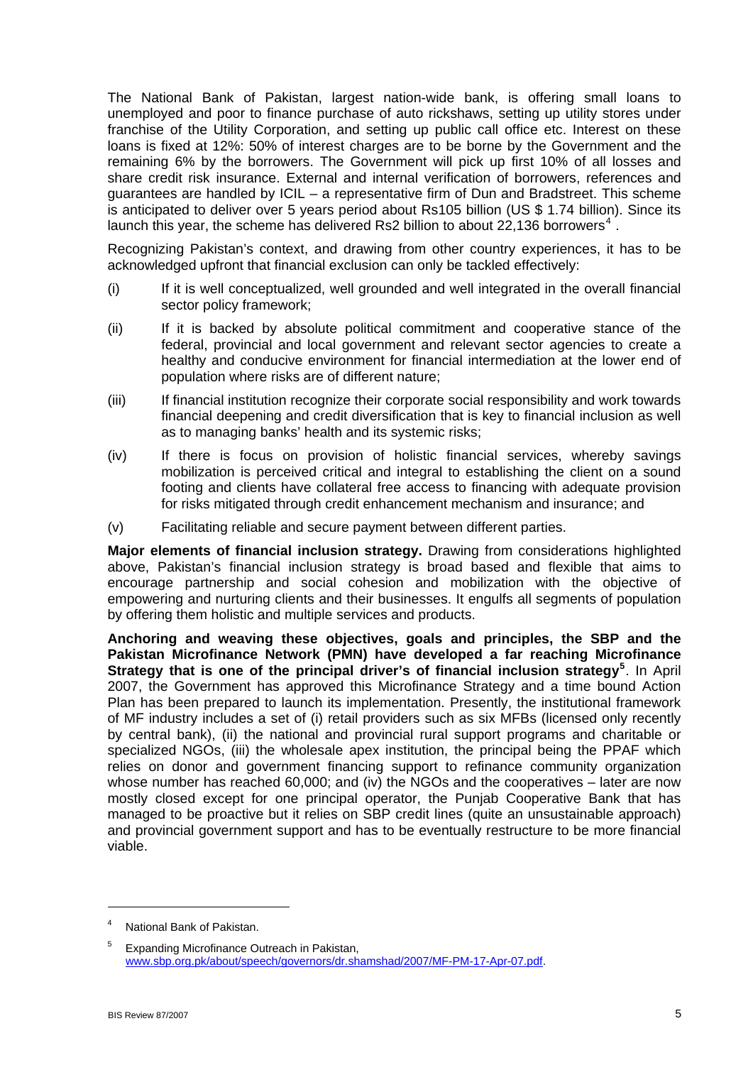The National Bank of Pakistan, largest nation-wide bank, is offering small loans to unemployed and poor to finance purchase of auto rickshaws, setting up utility stores under franchise of the Utility Corporation, and setting up public call office etc. Interest on these loans is fixed at 12%: 50% of interest charges are to be borne by the Government and the remaining 6% by the borrowers. The Government will pick up first 10% of all losses and share credit risk insurance. External and internal verification of borrowers, references and guarantees are handled by ICIL – a representative firm of Dun and Bradstreet. This scheme is anticipated to deliver over 5 years period about Rs105 billion (US $ 1.74 billion). Since its launch this year, the scheme has delivered Rs2 billion to about 22,136 borrowers[4].

Recognizing Pakistan's context, and drawing from other country experiences, it has to be acknowledged upfront that financial exclusion can only be tackled effectively:

(i) If it is well conceptualized, well grounded and well integrated in the overall financial sector policy framework;

(ii) If it is backed by absolute political commitment and cooperative stance of the federal, provincial and local government and relevant sector agencies to create a healthy and conducive environment for financial intermediation at the lower end of population where risks are of different nature;

(iii) If financial institution recognize their corporate social responsibility and work towards financial deepening and credit diversification that is key to financial inclusion as well as to managing banks' health and its systemic risks;

(iv) If there is focus on provision of holistic financial services, whereby savings mobilization is perceived critical and integral to establishing the client on a sound footing and clients have collateral free access to financing with adequate provision for risks mitigated through credit enhancement mechanism and insurance; and

(v) Facilitating reliable and secure payment between different parties.

**Major elements of financial inclusion strategy.** Drawing from considerations highlighted above, Pakistan's financial inclusion strategy is broad based and flexible that aims to encourage partnership and social cohesion and mobilization with the objective of empowering and nurturing clients and their businesses. It engulfs all segments of population by offering them holistic and multiple services and products.

**Anchoring and weaving these objectives, goals and principles, the SBP and the Pakistan Microfinance Network (PMN) have developed a far reaching Microfinance Strategy that is one of the principal driver's of financial inclusion strategy[5]**. In April 2007, the Government has approved this Microfinance Strategy and a time bound Action Plan has been prepared to launch its implementation. Presently, the institutional framework of MF industry includes a set of (i) retail providers such as six MFBs (licensed only recently by central bank), (ii) the national and provincial rural support programs and charitable or specialized NGOs, (iii) the wholesale apex institution, the principal being the PPAF which relies on donor and government financing support to refinance community organization whose number has reached 60,000; and (iv) the NGOs and the cooperatives – later are now mostly closed except for one principal operator, the Punjab Cooperative Bank that has managed to be proactive but it relies on SBP credit lines (quite an unsustainable approach) and provincial government support and has to be eventually restructure to be more financial viable.

---

[4] National Bank of Pakistan.

[5] Expanding Microfinance Outreach in Pakistan, www.sbp.org.pk/about/speech/governors/dr.shamshad/2007/MF-PM-17-Apr-07.pdf.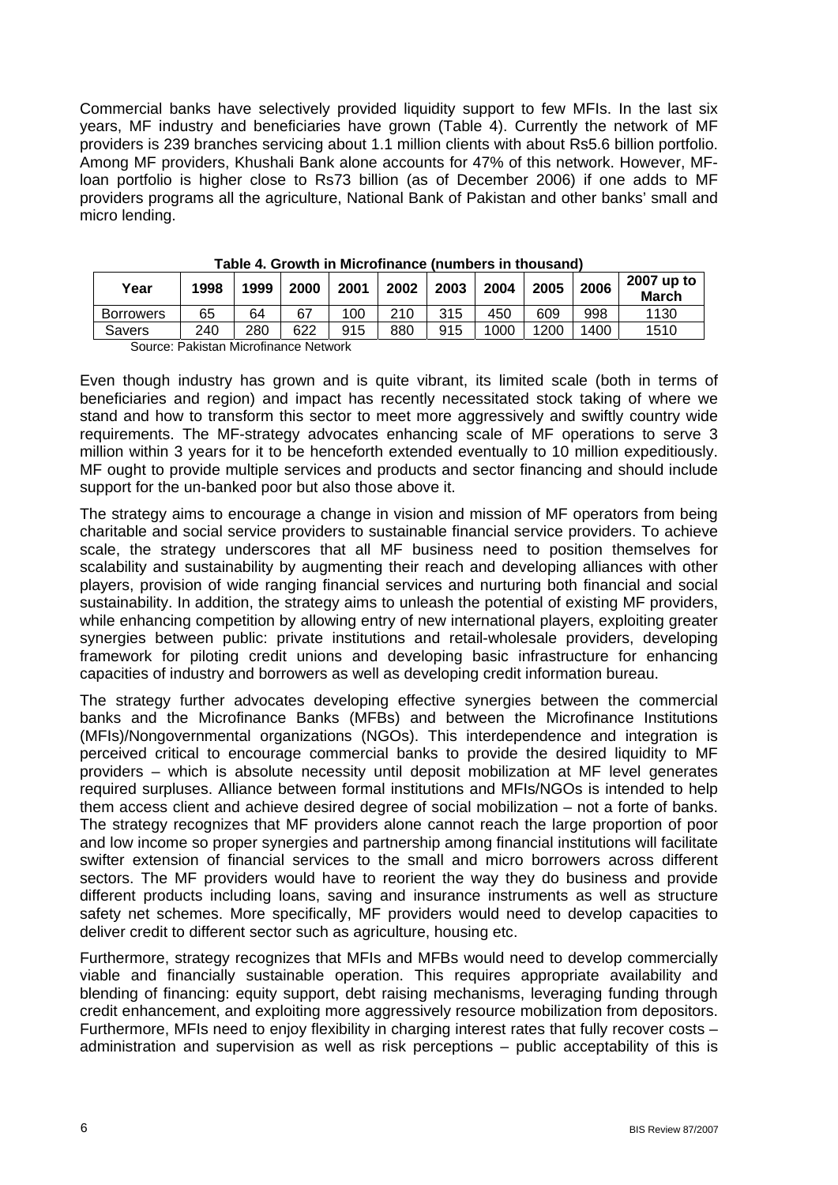Commercial banks have selectively provided liquidity support to few MFIs. In the last six years, MF industry and beneficiaries have grown (Table 4). Currently the network of MF providers is 239 branches servicing about 1.1 million clients with about Rs5.6 billion portfolio. Among MF providers, Khushali Bank alone accounts for 47% of this network. However, MF-loan portfolio is higher close to Rs73 billion (as of December 2006) if one adds to MF providers programs all the agriculture, National Bank of Pakistan and other banks' small and micro lending.

**Table 4. Growth in Microfinance (numbers in thousand)**

| Year | 1998 | 1999 | 2000 | 2001 | 2002 | 2003 | 2004 | 2005 | 2006 | 2007 up to March |
|---|---|---|---|---|---|---|---|---|---|---|
| Borrowers | 65 | 64 | 67 | 100 | 210 | 315 | 450 | 609 | 998 | 1130 |
| Savers | 240 | 280 | 622 | 915 | 880 | 915 | 1000 | 1200 | 1400 | 1510 |

Source: Pakistan Microfinance Network

Even though industry has grown and is quite vibrant, its limited scale (both in terms of beneficiaries and region) and impact has recently necessitated stock taking of where we stand and how to transform this sector to meet more aggressively and swiftly country wide requirements. The MF-strategy advocates enhancing scale of MF operations to serve 3 million within 3 years for it to be henceforth extended eventually to 10 million expeditiously. MF ought to provide multiple services and products and sector financing and should include support for the un-banked poor but also those above it.

The strategy aims to encourage a change in vision and mission of MF operators from being charitable and social service providers to sustainable financial service providers. To achieve scale, the strategy underscores that all MF business need to position themselves for scalability and sustainability by augmenting their reach and developing alliances with other players, provision of wide ranging financial services and nurturing both financial and social sustainability. In addition, the strategy aims to unleash the potential of existing MF providers, while enhancing competition by allowing entry of new international players, exploiting greater synergies between public: private institutions and retail-wholesale providers, developing framework for piloting credit unions and developing basic infrastructure for enhancing capacities of industry and borrowers as well as developing credit information bureau.

The strategy further advocates developing effective synergies between the commercial banks and the Microfinance Banks (MFBs) and between the Microfinance Institutions (MFIs)/Nongovernmental organizations (NGOs). This interdependence and integration is perceived critical to encourage commercial banks to provide the desired liquidity to MF providers – which is absolute necessity until deposit mobilization at MF level generates required surpluses. Alliance between formal institutions and MFIs/NGOs is intended to help them access client and achieve desired degree of social mobilization – not a forte of banks. The strategy recognizes that MF providers alone cannot reach the large proportion of poor and low income so proper synergies and partnership among financial institutions will facilitate swifter extension of financial services to the small and micro borrowers across different sectors. The MF providers would have to reorient the way they do business and provide different products including loans, saving and insurance instruments as well as structure safety net schemes. More specifically, MF providers would need to develop capacities to deliver credit to different sector such as agriculture, housing etc.

Furthermore, strategy recognizes that MFIs and MFBs would need to develop commercially viable and financially sustainable operation. This requires appropriate availability and blending of financing: equity support, debt raising mechanisms, leveraging funding through credit enhancement, and exploiting more aggressively resource mobilization from depositors. Furthermore, MFIs need to enjoy flexibility in charging interest rates that fully recover costs – administration and supervision as well as risk perceptions – public acceptability of this is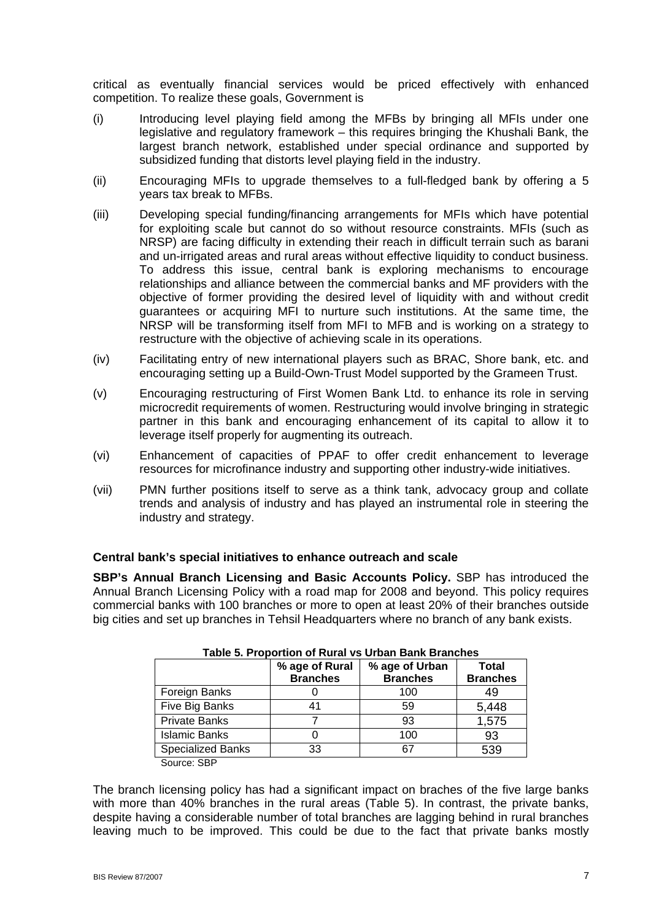critical as eventually financial services would be priced effectively with enhanced competition. To realize these goals, Government is

(i) Introducing level playing field among the MFBs by bringing all MFIs under one legislative and regulatory framework – this requires bringing the Khushali Bank, the largest branch network, established under special ordinance and supported by subsidized funding that distorts level playing field in the industry.

(ii) Encouraging MFIs to upgrade themselves to a full-fledged bank by offering a 5 years tax break to MFBs.

(iii) Developing special funding/financing arrangements for MFIs which have potential for exploiting scale but cannot do so without resource constraints. MFIs (such as NRSP) are facing difficulty in extending their reach in difficult terrain such as barani and un-irrigated areas and rural areas without effective liquidity to conduct business. To address this issue, central bank is exploring mechanisms to encourage relationships and alliance between the commercial banks and MF providers with the objective of former providing the desired level of liquidity with and without credit guarantees or acquiring MFI to nurture such institutions. At the same time, the NRSP will be transforming itself from MFI to MFB and is working on a strategy to restructure with the objective of achieving scale in its operations.

(iv) Facilitating entry of new international players such as BRAC, Shore bank, etc. and encouraging setting up a Build-Own-Trust Model supported by the Grameen Trust.

(v) Encouraging restructuring of First Women Bank Ltd. to enhance its role in serving microcredit requirements of women. Restructuring would involve bringing in strategic partner in this bank and encouraging enhancement of its capital to allow it to leverage itself properly for augmenting its outreach.

(vi) Enhancement of capacities of PPAF to offer credit enhancement to leverage resources for microfinance industry and supporting other industry-wide initiatives.

(vii) PMN further positions itself to serve as a think tank, advocacy group and collate trends and analysis of industry and has played an instrumental role in steering the industry and strategy.

### Central bank's special initiatives to enhance outreach and scale

**SBP's Annual Branch Licensing and Basic Accounts Policy.** SBP has introduced the Annual Branch Licensing Policy with a road map for 2008 and beyond. This policy requires commercial banks with 100 branches or more to open at least 20% of their branches outside big cities and set up branches in Tehsil Headquarters where no branch of any bank exists.

**Table 5. Proportion of Rural vs Urban Bank Branches**

| | % age of Rural Branches | % age of Urban Branches | Total Branches |
|---|---|---|---|
| Foreign Banks | 0 | 100 | 49 |
| Five Big Banks | 41 | 59 | 5,448 |
| Private Banks | 7 | 93 | 1,575 |
| Islamic Banks | 0 | 100 | 93 |
| Specialized Banks | 33 | 67 | 539 |

Source: SBP

The branch licensing policy has had a significant impact on braches of the five large banks with more than 40% branches in the rural areas (Table 5). In contrast, the private banks, despite having a considerable number of total branches are lagging behind in rural branches leaving much to be improved. This could be due to the fact that private banks mostly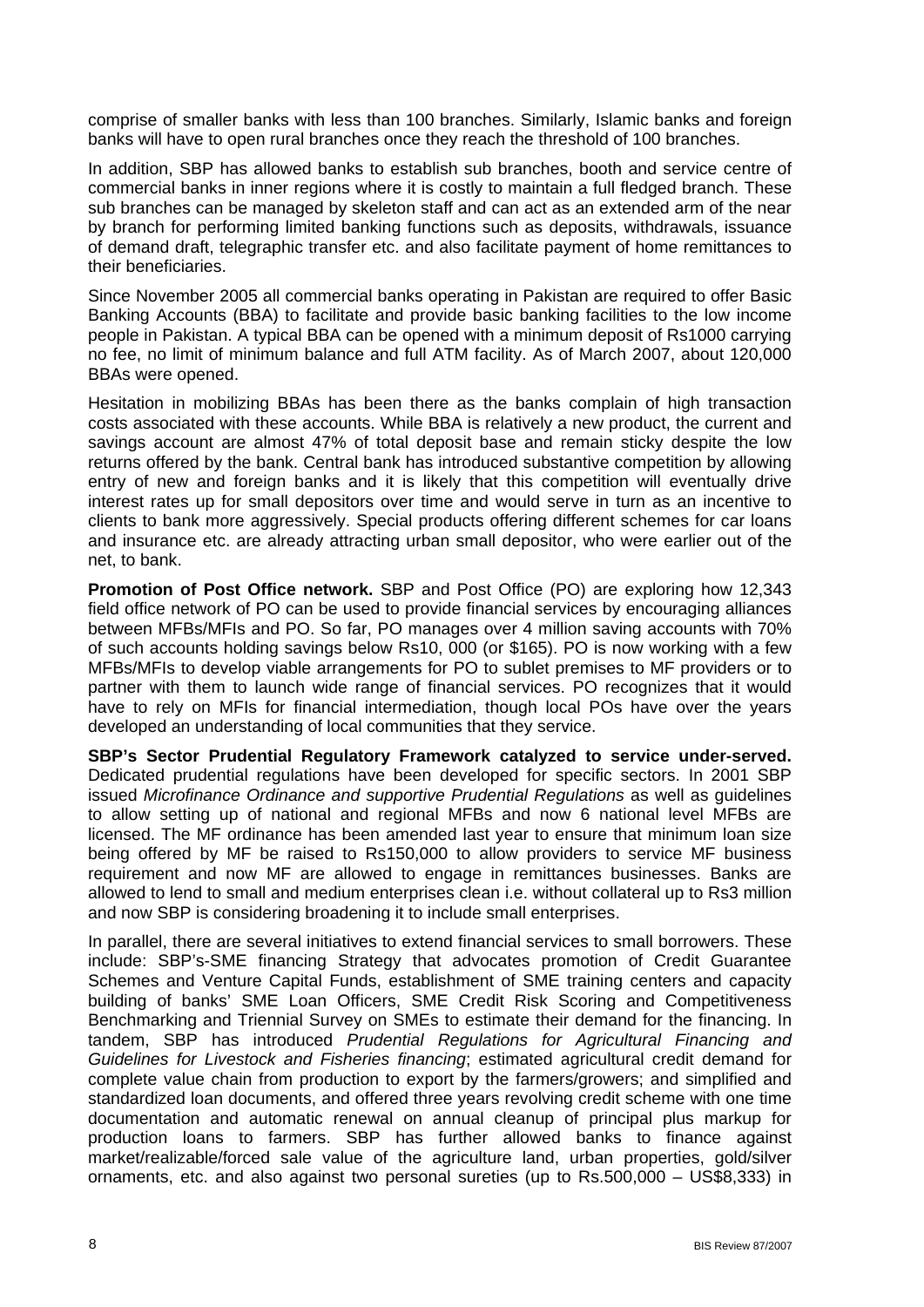comprise of smaller banks with less than 100 branches. Similarly, Islamic banks and foreign banks will have to open rural branches once they reach the threshold of 100 branches.

In addition, SBP has allowed banks to establish sub branches, booth and service centre of commercial banks in inner regions where it is costly to maintain a full fledged branch. These sub branches can be managed by skeleton staff and can act as an extended arm of the near by branch for performing limited banking functions such as deposits, withdrawals, issuance of demand draft, telegraphic transfer etc. and also facilitate payment of home remittances to their beneficiaries.

Since November 2005 all commercial banks operating in Pakistan are required to offer Basic Banking Accounts (BBA) to facilitate and provide basic banking facilities to the low income people in Pakistan. A typical BBA can be opened with a minimum deposit of Rs1000 carrying no fee, no limit of minimum balance and full ATM facility. As of March 2007, about 120,000 BBAs were opened.

Hesitation in mobilizing BBAs has been there as the banks complain of high transaction costs associated with these accounts. While BBA is relatively a new product, the current and savings account are almost 47% of total deposit base and remain sticky despite the low returns offered by the bank. Central bank has introduced substantive competition by allowing entry of new and foreign banks and it is likely that this competition will eventually drive interest rates up for small depositors over time and would serve in turn as an incentive to clients to bank more aggressively. Special products offering different schemes for car loans and insurance etc. are already attracting urban small depositor, who were earlier out of the net, to bank.

**Promotion of Post Office network.** SBP and Post Office (PO) are exploring how 12,343 field office network of PO can be used to provide financial services by encouraging alliances between MFBs/MFIs and PO. So far, PO manages over 4 million saving accounts with 70% of such accounts holding savings below Rs10, 000 (or $165). PO is now working with a few MFBs/MFIs to develop viable arrangements for PO to sublet premises to MF providers or to partner with them to launch wide range of financial services. PO recognizes that it would have to rely on MFIs for financial intermediation, though local POs have over the years developed an understanding of local communities that they service.

**SBP's Sector Prudential Regulatory Framework catalyzed to service under-served.** Dedicated prudential regulations have been developed for specific sectors. In 2001 SBP issued *Microfinance Ordinance and supportive Prudential Regulations* as well as guidelines to allow setting up of national and regional MFBs and now 6 national level MFBs are licensed. The MF ordinance has been amended last year to ensure that minimum loan size being offered by MF be raised to Rs150,000 to allow providers to service MF business requirement and now MF are allowed to engage in remittances businesses. Banks are allowed to lend to small and medium enterprises clean i.e. without collateral up to Rs3 million and now SBP is considering broadening it to include small enterprises.

In parallel, there are several initiatives to extend financial services to small borrowers. These include: SBP's-SME financing Strategy that advocates promotion of Credit Guarantee Schemes and Venture Capital Funds, establishment of SME training centers and capacity building of banks' SME Loan Officers, SME Credit Risk Scoring and Competitiveness Benchmarking and Triennial Survey on SMEs to estimate their demand for the financing. In tandem, SBP has introduced *Prudential Regulations for Agricultural Financing and Guidelines for Livestock and Fisheries financing*; estimated agricultural credit demand for complete value chain from production to export by the farmers/growers; and simplified and standardized loan documents, and offered three years revolving credit scheme with one time documentation and automatic renewal on annual cleanup of principal plus markup for production loans to farmers. SBP has further allowed banks to finance against market/realizable/forced sale value of the agriculture land, urban properties, gold/silver ornaments, etc. and also against two personal sureties (up to Rs.500,000 – US$8,333) in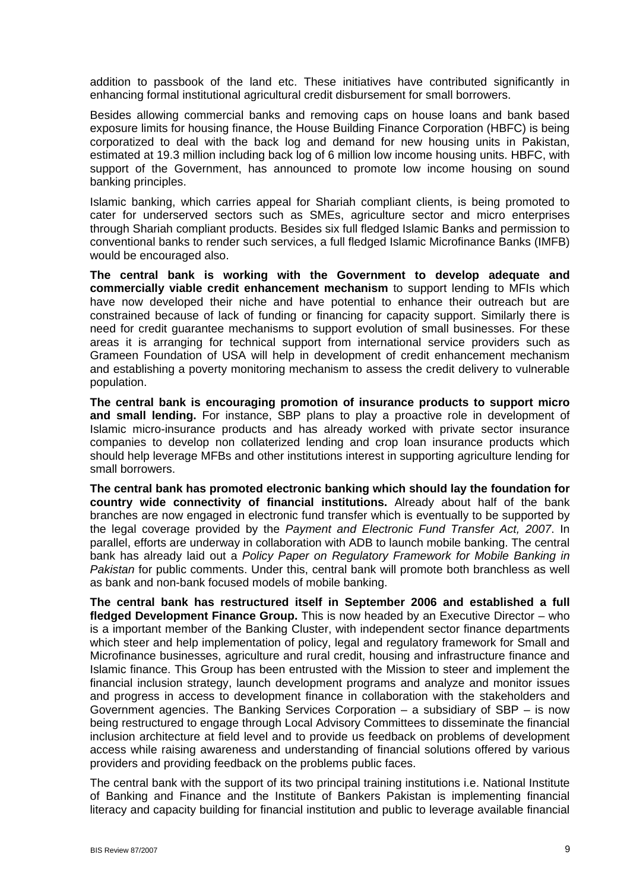addition to passbook of the land etc. These initiatives have contributed significantly in enhancing formal institutional agricultural credit disbursement for small borrowers.

Besides allowing commercial banks and removing caps on house loans and bank based exposure limits for housing finance, the House Building Finance Corporation (HBFC) is being corporatized to deal with the back log and demand for new housing units in Pakistan, estimated at 19.3 million including back log of 6 million low income housing units. HBFC, with support of the Government, has announced to promote low income housing on sound banking principles.

Islamic banking, which carries appeal for Shariah compliant clients, is being promoted to cater for underserved sectors such as SMEs, agriculture sector and micro enterprises through Shariah compliant products. Besides six full fledged Islamic Banks and permission to conventional banks to render such services, a full fledged Islamic Microfinance Banks (IMFB) would be encouraged also.

**The central bank is working with the Government to develop adequate and commercially viable credit enhancement mechanism** to support lending to MFIs which have now developed their niche and have potential to enhance their outreach but are constrained because of lack of funding or financing for capacity support. Similarly there is need for credit guarantee mechanisms to support evolution of small businesses. For these areas it is arranging for technical support from international service providers such as Grameen Foundation of USA will help in development of credit enhancement mechanism and establishing a poverty monitoring mechanism to assess the credit delivery to vulnerable population.

**The central bank is encouraging promotion of insurance products to support micro and small lending.** For instance, SBP plans to play a proactive role in development of Islamic micro-insurance products and has already worked with private sector insurance companies to develop non collaterized lending and crop loan insurance products which should help leverage MFBs and other institutions interest in supporting agriculture lending for small borrowers.

**The central bank has promoted electronic banking which should lay the foundation for country wide connectivity of financial institutions.** Already about half of the bank branches are now engaged in electronic fund transfer which is eventually to be supported by the legal coverage provided by the *Payment and Electronic Fund Transfer Act, 2007*. In parallel, efforts are underway in collaboration with ADB to launch mobile banking. The central bank has already laid out a *Policy Paper on Regulatory Framework for Mobile Banking in Pakistan* for public comments. Under this, central bank will promote both branchless as well as bank and non-bank focused models of mobile banking.

**The central bank has restructured itself in September 2006 and established a full fledged Development Finance Group.** This is now headed by an Executive Director – who is a important member of the Banking Cluster, with independent sector finance departments which steer and help implementation of policy, legal and regulatory framework for Small and Microfinance businesses, agriculture and rural credit, housing and infrastructure finance and Islamic finance. This Group has been entrusted with the Mission to steer and implement the financial inclusion strategy, launch development programs and analyze and monitor issues and progress in access to development finance in collaboration with the stakeholders and Government agencies. The Banking Services Corporation – a subsidiary of SBP – is now being restructured to engage through Local Advisory Committees to disseminate the financial inclusion architecture at field level and to provide us feedback on problems of development access while raising awareness and understanding of financial solutions offered by various providers and providing feedback on the problems public faces.

The central bank with the support of its two principal training institutions i.e. National Institute of Banking and Finance and the Institute of Bankers Pakistan is implementing financial literacy and capacity building for financial institution and public to leverage available financial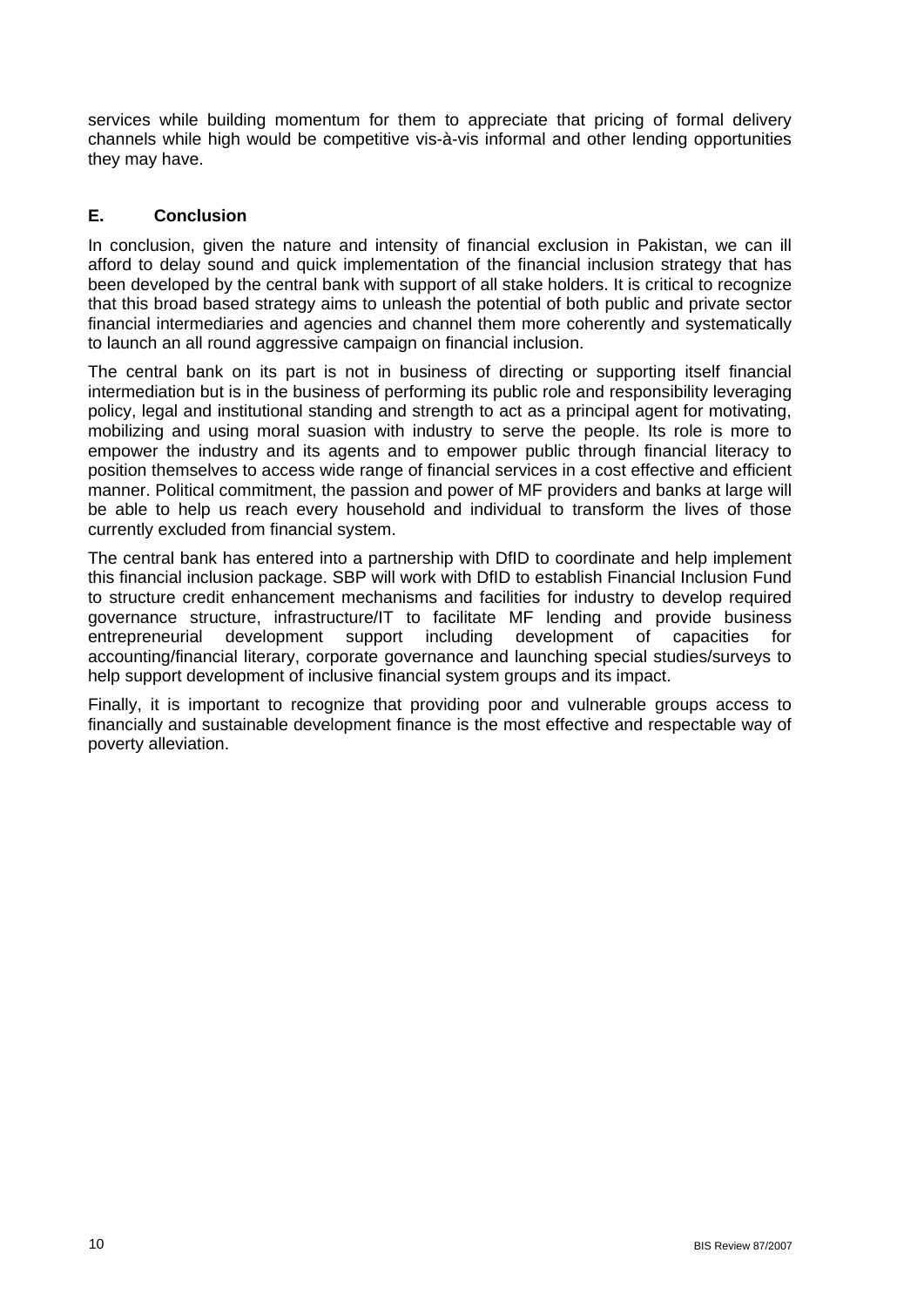services while building momentum for them to appreciate that pricing of formal delivery channels while high would be competitive vis-à-vis informal and other lending opportunities they may have.

## E. Conclusion

In conclusion, given the nature and intensity of financial exclusion in Pakistan, we can ill afford to delay sound and quick implementation of the financial inclusion strategy that has been developed by the central bank with support of all stake holders. It is critical to recognize that this broad based strategy aims to unleash the potential of both public and private sector financial intermediaries and agencies and channel them more coherently and systematically to launch an all round aggressive campaign on financial inclusion.

The central bank on its part is not in business of directing or supporting itself financial intermediation but is in the business of performing its public role and responsibility leveraging policy, legal and institutional standing and strength to act as a principal agent for motivating, mobilizing and using moral suasion with industry to serve the people. Its role is more to empower the industry and its agents and to empower public through financial literacy to position themselves to access wide range of financial services in a cost effective and efficient manner. Political commitment, the passion and power of MF providers and banks at large will be able to help us reach every household and individual to transform the lives of those currently excluded from financial system.

The central bank has entered into a partnership with DfID to coordinate and help implement this financial inclusion package. SBP will work with DfID to establish Financial Inclusion Fund to structure credit enhancement mechanisms and facilities for industry to develop required governance structure, infrastructure/IT to facilitate MF lending and provide business entrepreneurial development support including development of capacities for accounting/financial literary, corporate governance and launching special studies/surveys to help support development of inclusive financial system groups and its impact.

Finally, it is important to recognize that providing poor and vulnerable groups access to financially and sustainable development finance is the most effective and respectable way of poverty alleviation.